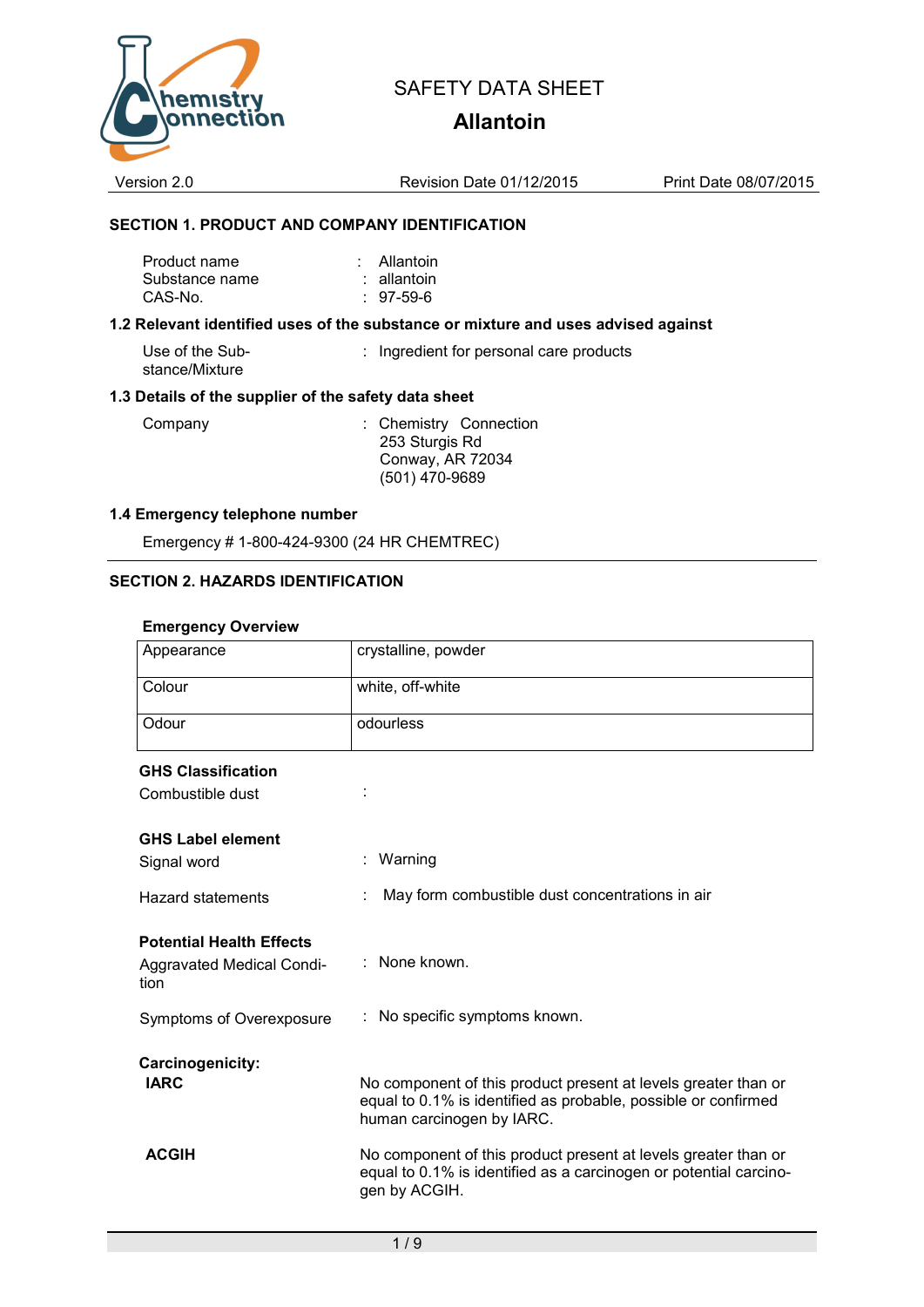# SAFETY DATA SHEET

## Allantoin

Version 2.0 | Revision Date 01/12/2015 | Print Date 08/07/2015

## SECTION 1. PRODUCT AND COMPANY IDENTIFICATION

| | | |
|---|---|---|
| Product name | : | Allantoin |
| Substance name | : | allantoin |
| CAS-No. | : | 97-59-6 |

### 1.2 Relevant identified uses of the substance or mixture and uses advised against

| | | |
|---|---|---|
| Use of the Sub-stance/Mixture | : | Ingredient for personal care products |

### 1.3 Details of the supplier of the safety data sheet

| | | |
|---|---|---|
| Company | : | Chemistry Connection<br>253 Sturgis Rd<br>Conway, AR 72034<br>(501) 470-9689 |

### 1.4 Emergency telephone number

Emergency # 1-800-424-9300 (24 HR CHEMTREC)

## SECTION 2. HAZARDS IDENTIFICATION

**Emergency Overview**

| | |
|---|---|
| Appearance | crystalline, powder |
| Colour | white, off-white |
| Odour | odourless |

**GHS Classification**

Combustible dust :

**GHS Label element**

| | | |
|---|---|---|
| Signal word | : | Warning |
| Hazard statements | : | May form combustible dust concentrations in air |

**Potential Health Effects**

| | | |
|---|---|---|
| Aggravated Medical Condition | : | None known. |
| Symptoms of Overexposure | : | No specific symptoms known. |

**Carcinogenicity:**

**IARC**

No component of this product present at levels greater than or equal to 0.1% is identified as probable, possible or confirmed human carcinogen by IARC.

**ACGIH**

No component of this product present at levels greater than or equal to 0.1% is identified as a carcinogen or potential carcinogen by ACGIH.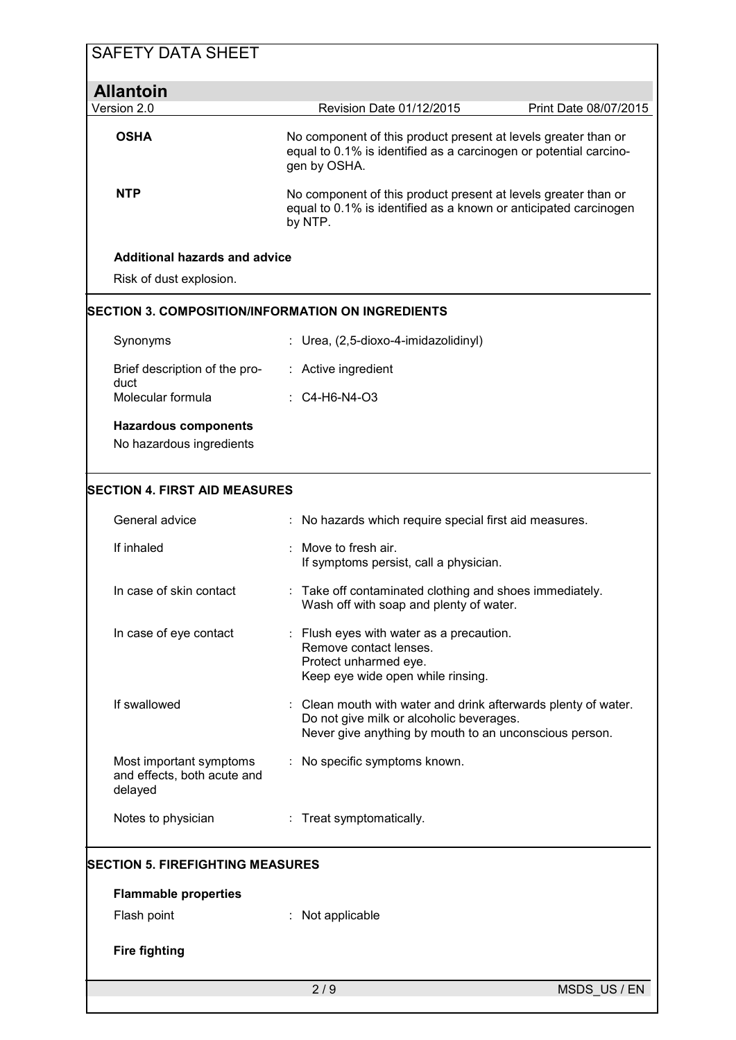| | |
|---|---|
| **OSHA** | No component of this product present at levels greater than or equal to 0.1% is identified as a carcinogen or potential carcinogen by OSHA. |
| **NTP** | No component of this product present at levels greater than or equal to 0.1% is identified as a known or anticipated carcinogen by NTP. |

**Additional hazards and advice**

Risk of dust explosion.

## SECTION 3. COMPOSITION/INFORMATION ON INGREDIENTS

| | |
|---|---|
| Synonyms | : Urea, (2,5-dioxo-4-imidazolidinyl) |
| Brief description of the product | : Active ingredient |
| Molecular formula | : C4-H6-N4-O3 |

**Hazardous components**

No hazardous ingredients

## SECTION 4. FIRST AID MEASURES

| | |
|---|---|
| General advice | : No hazards which require special first aid measures. |
| If inhaled | : Move to fresh air.<br>If symptoms persist, call a physician. |
| In case of skin contact | : Take off contaminated clothing and shoes immediately.<br>Wash off with soap and plenty of water. |
| In case of eye contact | : Flush eyes with water as a precaution.<br>Remove contact lenses.<br>Protect unharmed eye.<br>Keep eye wide open while rinsing. |
| If swallowed | : Clean mouth with water and drink afterwards plenty of water.<br>Do not give milk or alcoholic beverages.<br>Never give anything by mouth to an unconscious person. |
| Most important symptoms and effects, both acute and delayed | : No specific symptoms known. |
| Notes to physician | : Treat symptomatically. |

## SECTION 5. FIREFIGHTING MEASURES

**Flammable properties**

| | |
|---|---|
| Flash point | : Not applicable |

**Fire fighting**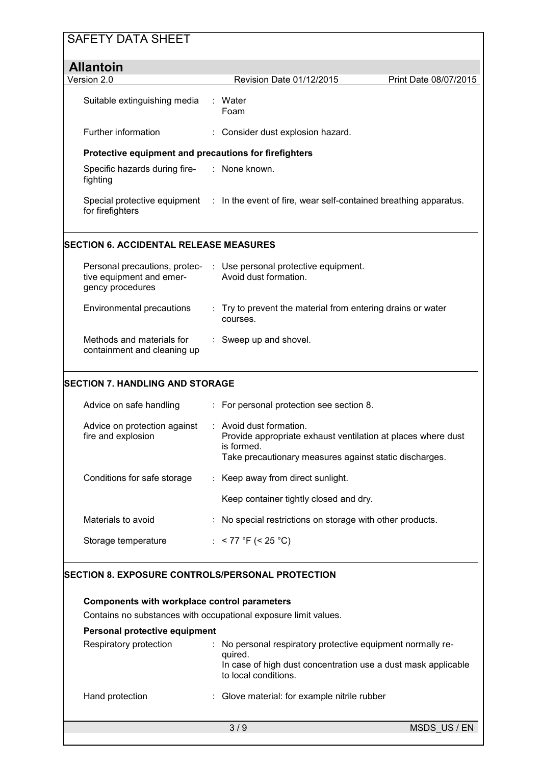| | | |
|---|---|---|
| Suitable extinguishing media | : | Water<br>Foam |
| Further information | : | Consider dust explosion hazard. |

**Protective equipment and precautions for firefighters**

| | | |
|---|---|---|
| Specific hazards during fire-fighting | : | None known. |
| Special protective equipment for firefighters | : | In the event of fire, wear self-contained breathing apparatus. |

## SECTION 6. ACCIDENTAL RELEASE MEASURES

| | | |
|---|---|---|
| Personal precautions, protective equipment and emergency procedures | : | Use personal protective equipment.<br>Avoid dust formation. |
| Environmental precautions | : | Try to prevent the material from entering drains or water courses. |
| Methods and materials for containment and cleaning up | : | Sweep up and shovel. |

## SECTION 7. HANDLING AND STORAGE

| | | |
|---|---|---|
| Advice on safe handling | : | For personal protection see section 8. |
| Advice on protection against fire and explosion | : | Avoid dust formation.<br>Provide appropriate exhaust ventilation at places where dust is formed.<br>Take precautionary measures against static discharges. |
| Conditions for safe storage | : | Keep away from direct sunlight.<br><br>Keep container tightly closed and dry. |
| Materials to avoid | : | No special restrictions on storage with other products. |
| Storage temperature | : | < 77 °F (< 25 °C) |

## SECTION 8. EXPOSURE CONTROLS/PERSONAL PROTECTION

**Components with workplace control parameters**

Contains no substances with occupational exposure limit values.

**Personal protective equipment**

| | | |
|---|---|---|
| Respiratory protection | : | No personal respiratory protective equipment normally required.<br>In case of high dust concentration use a dust mask applicable to local conditions. |
| Hand protection | : | Glove material: for example nitrile rubber |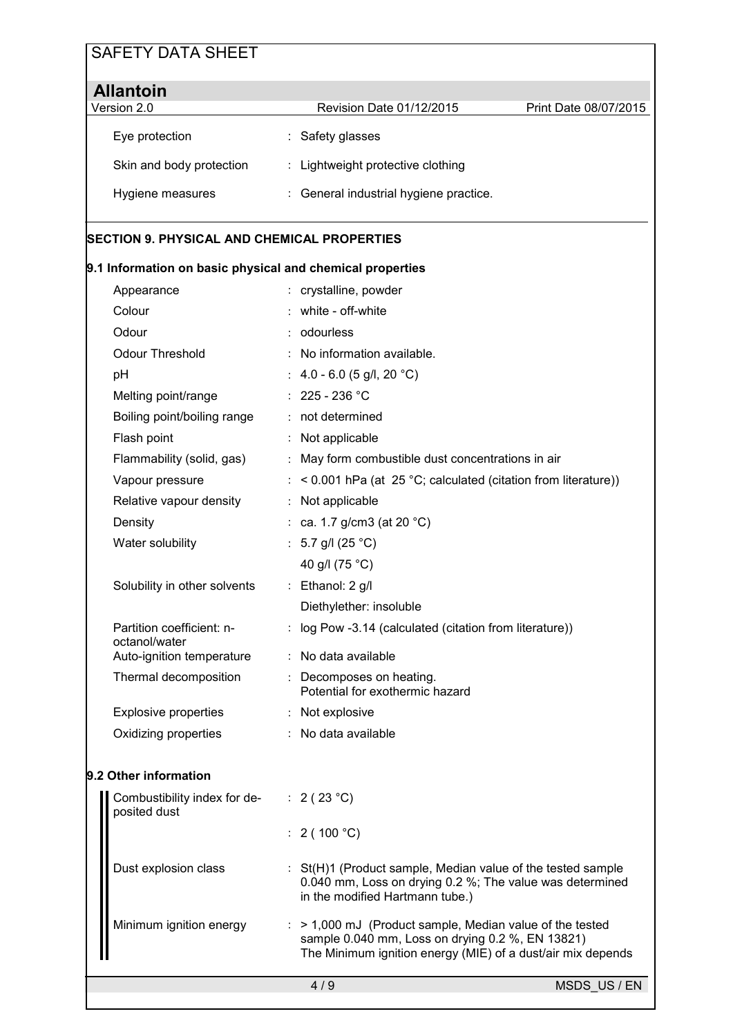| | |
|---|---|
| Eye protection | : Safety glasses |
| Skin and body protection | : Lightweight protective clothing |
| Hygiene measures | : General industrial hygiene practice. |

## SECTION 9. PHYSICAL AND CHEMICAL PROPERTIES

### 9.1 Information on basic physical and chemical properties

| | |
|---|---|
| Appearance | : crystalline, powder |
| Colour | : white - off-white |
| Odour | : odourless |
| Odour Threshold | : No information available. |
| pH | : 4.0 - 6.0 (5 g/l, 20 °C) |
| Melting point/range | : 225 - 236 °C |
| Boiling point/boiling range | : not determined |
| Flash point | : Not applicable |
| Flammability (solid, gas) | : May form combustible dust concentrations in air |
| Vapour pressure | : < 0.001 hPa (at 25 °C; calculated (citation from literature)) |
| Relative vapour density | : Not applicable |
| Density | : ca. 1.7 g/cm3 (at 20 °C) |
| Water solubility | : 5.7 g/l (25 °C) |
| | 40 g/l (75 °C) |
| Solubility in other solvents | : Ethanol: 2 g/l |
| | Diethylether: insoluble |
| Partition coefficient: n-octanol/water | : log Pow -3.14 (calculated (citation from literature)) |
| Auto-ignition temperature | : No data available |
| Thermal decomposition | : Decomposes on heating. Potential for exothermic hazard |
| Explosive properties | : Not explosive |
| Oxidizing properties | : No data available |

### 9.2 Other information

| | |
|---|---|
| Combustibility index for deposited dust | : 2 ( 23 °C) |
| | : 2 ( 100 °C) |
| Dust explosion class | : St(H)1 (Product sample, Median value of the tested sample 0.040 mm, Loss on drying 0.2 %; The value was determined in the modified Hartmann tube.) |
| Minimum ignition energy | : > 1,000 mJ (Product sample, Median value of the tested sample 0.040 mm, Loss on drying 0.2 %, EN 13821) The Minimum ignition energy (MIE) of a dust/air mix depends |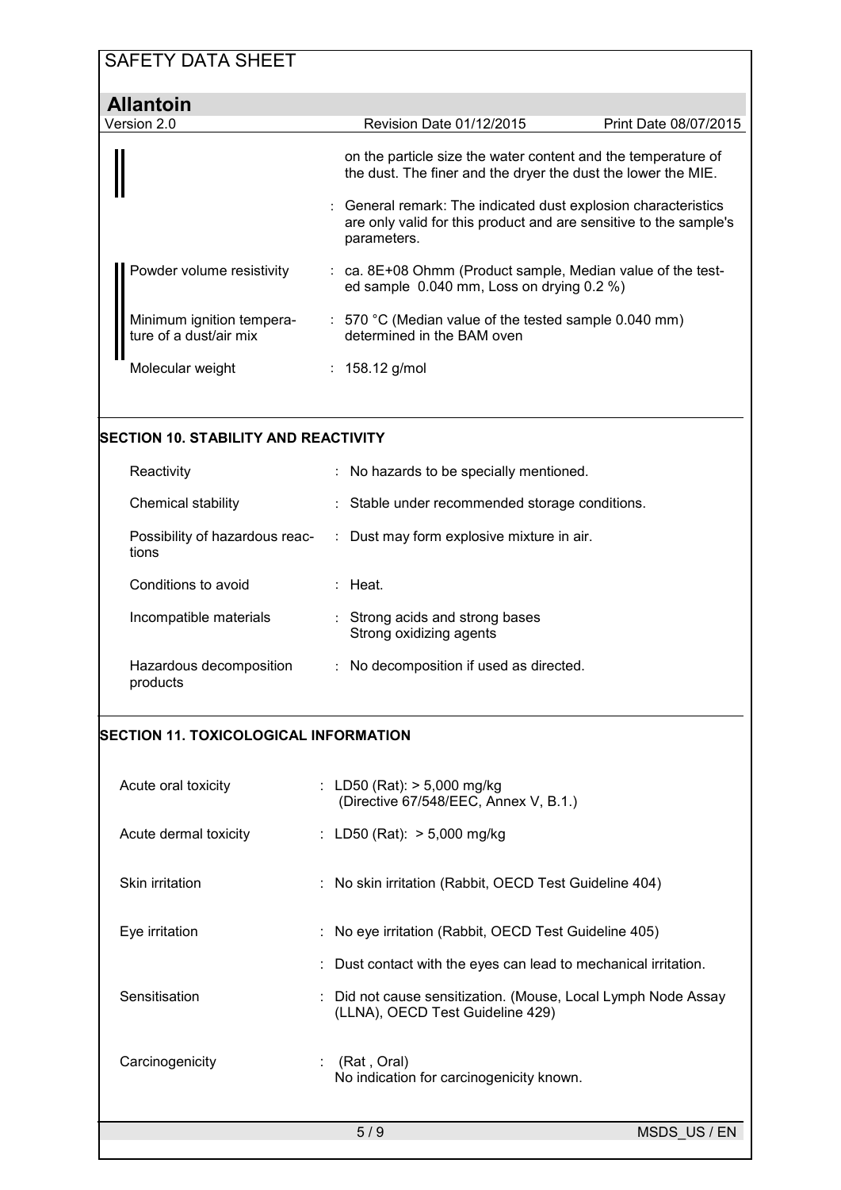| | |
|---|---|
| | on the particle size the water content and the temperature of the dust. The finer and the dryer the dust the lower the MIE. |
| | : General remark: The indicated dust explosion characteristics are only valid for this product and are sensitive to the sample's parameters. |
| Powder volume resistivity | : ca. 8E+08 Ohmm (Product sample, Median value of the tested sample 0.040 mm, Loss on drying 0.2 %) |
| Minimum ignition temperature of a dust/air mix | : 570 °C (Median value of the tested sample 0.040 mm) determined in the BAM oven |
| Molecular weight | : 158.12 g/mol |

## SECTION 10. STABILITY AND REACTIVITY

| | |
|---|---|
| Reactivity | : No hazards to be specially mentioned. |
| Chemical stability | : Stable under recommended storage conditions. |
| Possibility of hazardous reactions | : Dust may form explosive mixture in air. |
| Conditions to avoid | : Heat. |
| Incompatible materials | : Strong acids and strong bases<br>Strong oxidizing agents |
| Hazardous decomposition products | : No decomposition if used as directed. |

## SECTION 11. TOXICOLOGICAL INFORMATION

| | |
|---|---|
| Acute oral toxicity | : LD50 (Rat): > 5,000 mg/kg<br>(Directive 67/548/EEC, Annex V, B.1.) |
| Acute dermal toxicity | : LD50 (Rat): > 5,000 mg/kg |
| Skin irritation | : No skin irritation (Rabbit, OECD Test Guideline 404) |
| Eye irritation | : No eye irritation (Rabbit, OECD Test Guideline 405) |
| | : Dust contact with the eyes can lead to mechanical irritation. |
| Sensitisation | : Did not cause sensitization. (Mouse, Local Lymph Node Assay (LLNA), OECD Test Guideline 429) |
| Carcinogenicity | : (Rat , Oral)<br>No indication for carcinogenicity known. |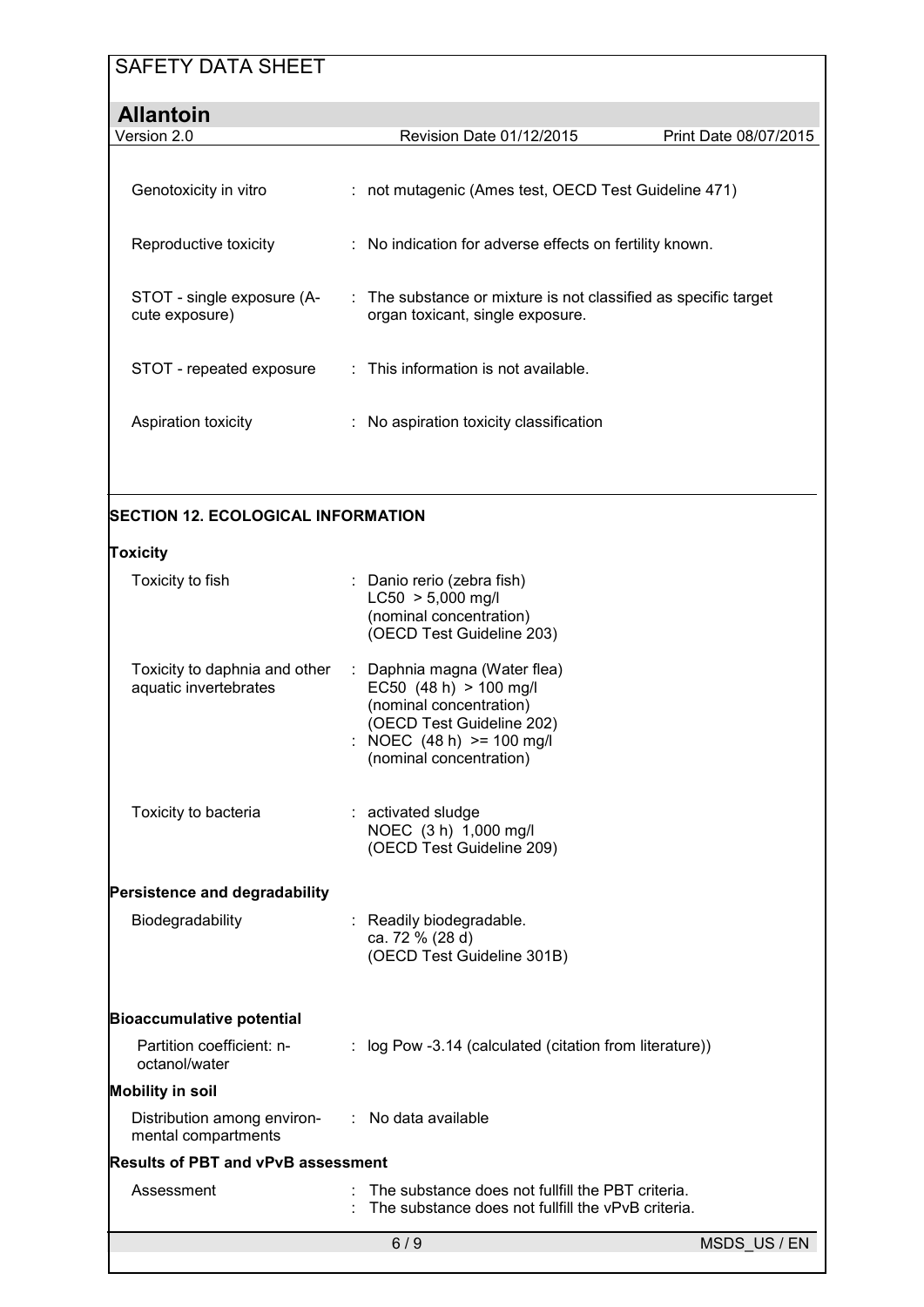Genotoxicity in vitro : not mutagenic (Ames test, OECD Test Guideline 471)

Reproductive toxicity : No indication for adverse effects on fertility known.

STOT - single exposure (Acute exposure) : The substance or mixture is not classified as specific target organ toxicant, single exposure.

STOT - repeated exposure : This information is not available.

Aspiration toxicity : No aspiration toxicity classification

## SECTION 12. ECOLOGICAL INFORMATION

**Toxicity**

Toxicity to fish : Danio rerio (zebra fish)
LC50 > 5,000 mg/l
(nominal concentration)
(OECD Test Guideline 203)

Toxicity to daphnia and other aquatic invertebrates : Daphnia magna (Water flea)
EC50 (48 h) > 100 mg/l
(nominal concentration)
(OECD Test Guideline 202)
: NOEC (48 h) >= 100 mg/l
(nominal concentration)

Toxicity to bacteria : activated sludge
NOEC (3 h) 1,000 mg/l
(OECD Test Guideline 209)

**Persistence and degradability**

Biodegradability : Readily biodegradable.
ca. 72 % (28 d)
(OECD Test Guideline 301B)

**Bioaccumulative potential**

Partition coefficient: n-octanol/water : log Pow -3.14 (calculated (citation from literature))

**Mobility in soil**

Distribution among environmental compartments : No data available

**Results of PBT and vPvB assessment**

Assessment : The substance does not fullfill the PBT criteria.
: The substance does not fullfill the vPvB criteria.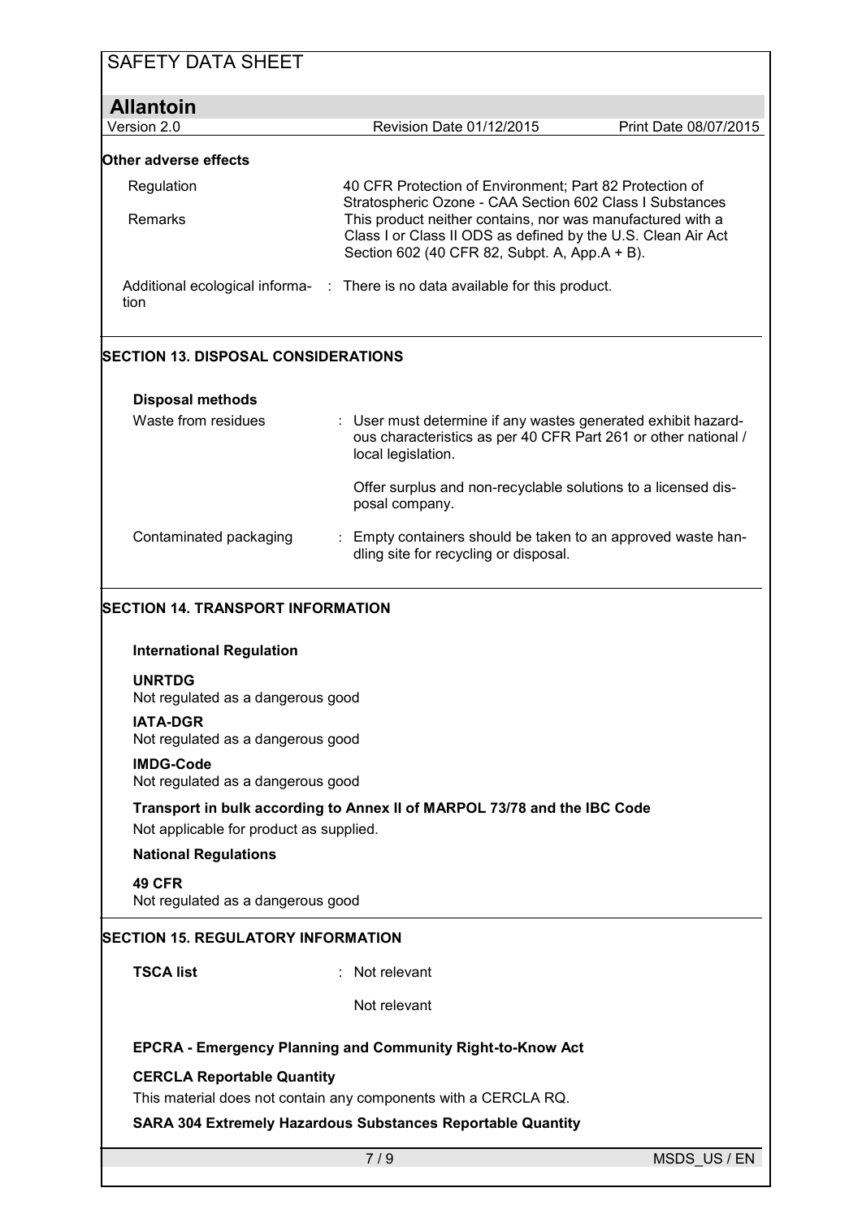**Other adverse effects**

| | |
|---|---|
| Regulation | 40 CFR Protection of Environment; Part 82 Protection of Stratospheric Ozone - CAA Section 602 Class I Substances |
| Remarks | This product neither contains, nor was manufactured with a Class I or Class II ODS as defined by the U.S. Clean Air Act Section 602 (40 CFR 82, Subpt. A, App.A + B). |
| Additional ecological information | : There is no data available for this product. |

## SECTION 13. DISPOSAL CONSIDERATIONS

**Disposal methods**

| | |
|---|---|
| Waste from residues | : User must determine if any wastes generated exhibit hazardous characteristics as per 40 CFR Part 261 or other national / local legislation.<br><br>Offer surplus and non-recyclable solutions to a licensed disposal company. |
| Contaminated packaging | : Empty containers should be taken to an approved waste handling site for recycling or disposal. |

## SECTION 14. TRANSPORT INFORMATION

**International Regulation**

**UNRTDG**
Not regulated as a dangerous good

**IATA-DGR**
Not regulated as a dangerous good

**IMDG-Code**
Not regulated as a dangerous good

**Transport in bulk according to Annex II of MARPOL 73/78 and the IBC Code**
Not applicable for product as supplied.

**National Regulations**

**49 CFR**
Not regulated as a dangerous good

## SECTION 15. REGULATORY INFORMATION

**TSCA list** : Not relevant

Not relevant

**EPCRA - Emergency Planning and Community Right-to-Know Act**

**CERCLA Reportable Quantity**

This material does not contain any components with a CERCLA RQ.

**SARA 304 Extremely Hazardous Substances Reportable Quantity**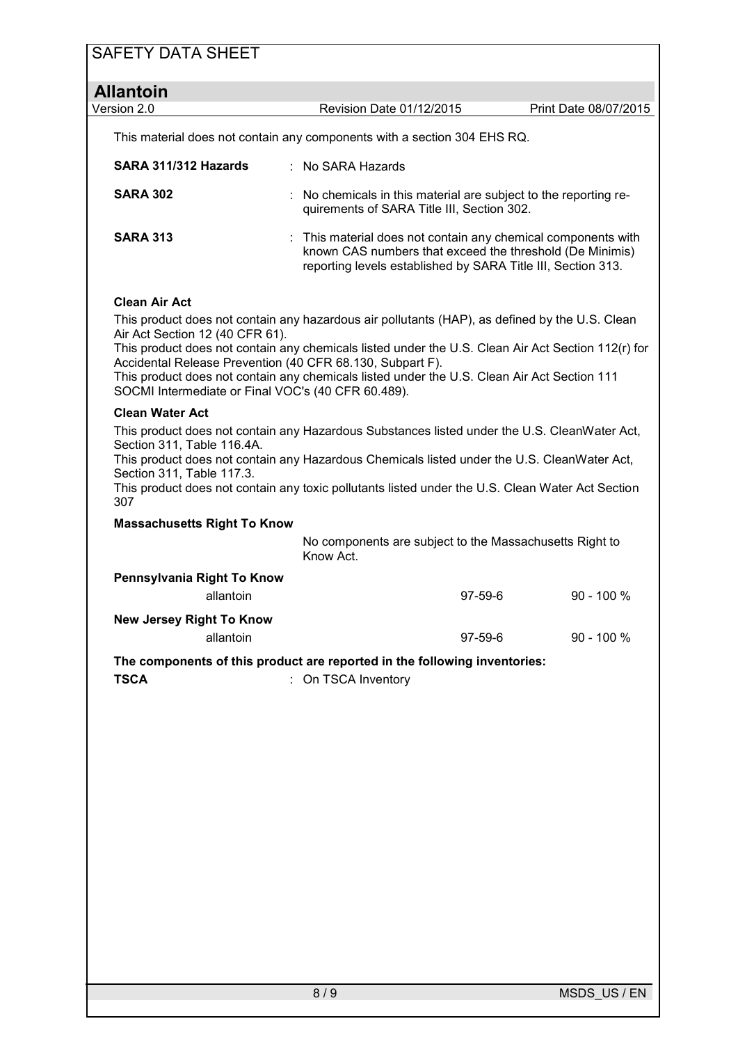This material does not contain any components with a section 304 EHS RQ.

**SARA 311/312 Hazards** : No SARA Hazards

**SARA 302** : No chemicals in this material are subject to the reporting requirements of SARA Title III, Section 302.

**SARA 313** : This material does not contain any chemical components with known CAS numbers that exceed the threshold (De Minimis) reporting levels established by SARA Title III, Section 313.

**Clean Air Act**

This product does not contain any hazardous air pollutants (HAP), as defined by the U.S. Clean Air Act Section 12 (40 CFR 61).
This product does not contain any chemicals listed under the U.S. Clean Air Act Section 112(r) for Accidental Release Prevention (40 CFR 68.130, Subpart F).
This product does not contain any chemicals listed under the U.S. Clean Air Act Section 111 SOCMI Intermediate or Final VOC's (40 CFR 60.489).

**Clean Water Act**

This product does not contain any Hazardous Substances listed under the U.S. CleanWater Act, Section 311, Table 116.4A.
This product does not contain any Hazardous Chemicals listed under the U.S. CleanWater Act, Section 311, Table 117.3.
This product does not contain any toxic pollutants listed under the U.S. Clean Water Act Section 307

**Massachusetts Right To Know**

No components are subject to the Massachusetts Right to Know Act.

**Pennsylvania Right To Know**

| | | |
|---|---|---|
| allantoin | 97-59-6 | 90 - 100 % |

**New Jersey Right To Know**

| | | |
|---|---|---|
| allantoin | 97-59-6 | 90 - 100 % |

**The components of this product are reported in the following inventories:**

**TSCA** : On TSCA Inventory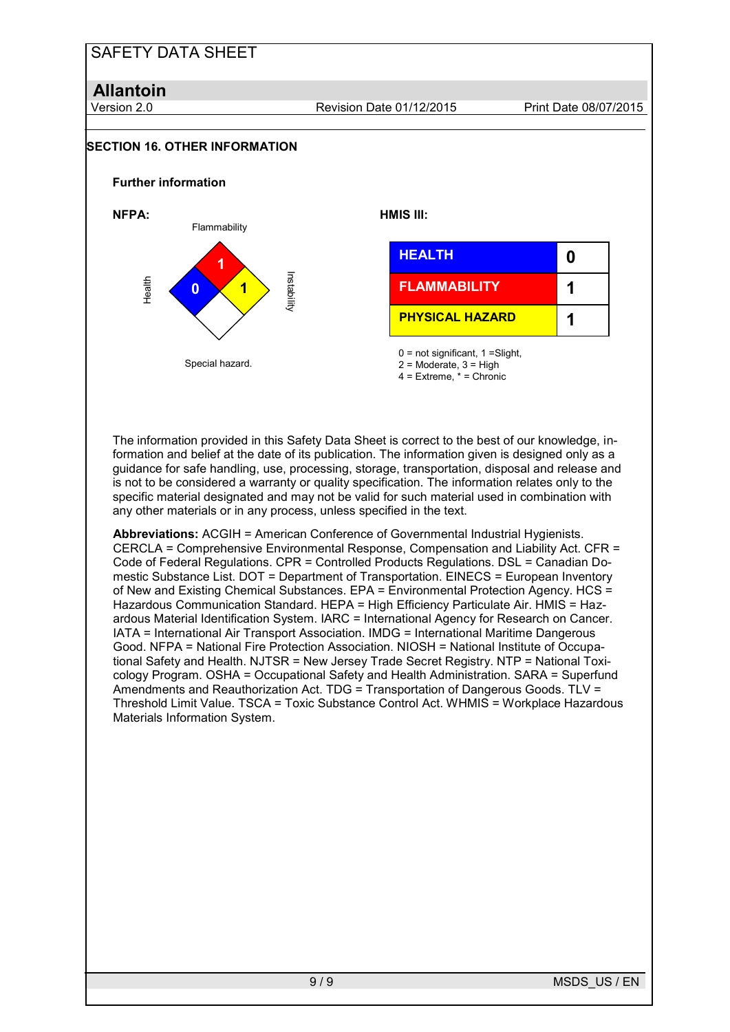## SECTION 16. OTHER INFORMATION

### Further information

**NFPA:**

Flammability

Health

Instability

1

0

1

Special hazard.

**HMIS III:**

| | |
|---|---|
| **HEALTH** | **0** |
| **FLAMMABILITY** | **1** |
| **PHYSICAL HAZARD** | **1** |

0 = not significant, 1 =Slight,
2 = Moderate, 3 = High
4 = Extreme, * = Chronic

The information provided in this Safety Data Sheet is correct to the best of our knowledge, information and belief at the date of its publication. The information given is designed only as a guidance for safe handling, use, processing, storage, transportation, disposal and release and is not to be considered a warranty or quality specification. The information relates only to the specific material designated and may not be valid for such material used in combination with any other materials or in any process, unless specified in the text.

**Abbreviations:** ACGIH = American Conference of Governmental Industrial Hygienists. CERCLA = Comprehensive Environmental Response, Compensation and Liability Act. CFR = Code of Federal Regulations. CPR = Controlled Products Regulations. DSL = Canadian Domestic Substance List. DOT = Department of Transportation. EINECS = European Inventory of New and Existing Chemical Substances. EPA = Environmental Protection Agency. HCS = Hazardous Communication Standard. HEPA = High Efficiency Particulate Air. HMIS = Hazardous Material Identification System. IARC = International Agency for Research on Cancer. IATA = International Air Transport Association. IMDG = International Maritime Dangerous Good. NFPA = National Fire Protection Association. NIOSH = National Institute of Occupational Safety and Health. NJTSR = New Jersey Trade Secret Registry. NTP = National Toxicology Program. OSHA = Occupational Safety and Health Administration. SARA = Superfund Amendments and Reauthorization Act. TDG = Transportation of Dangerous Goods. TLV = Threshold Limit Value. TSCA = Toxic Substance Control Act. WHMIS = Workplace Hazardous Materials Information System.